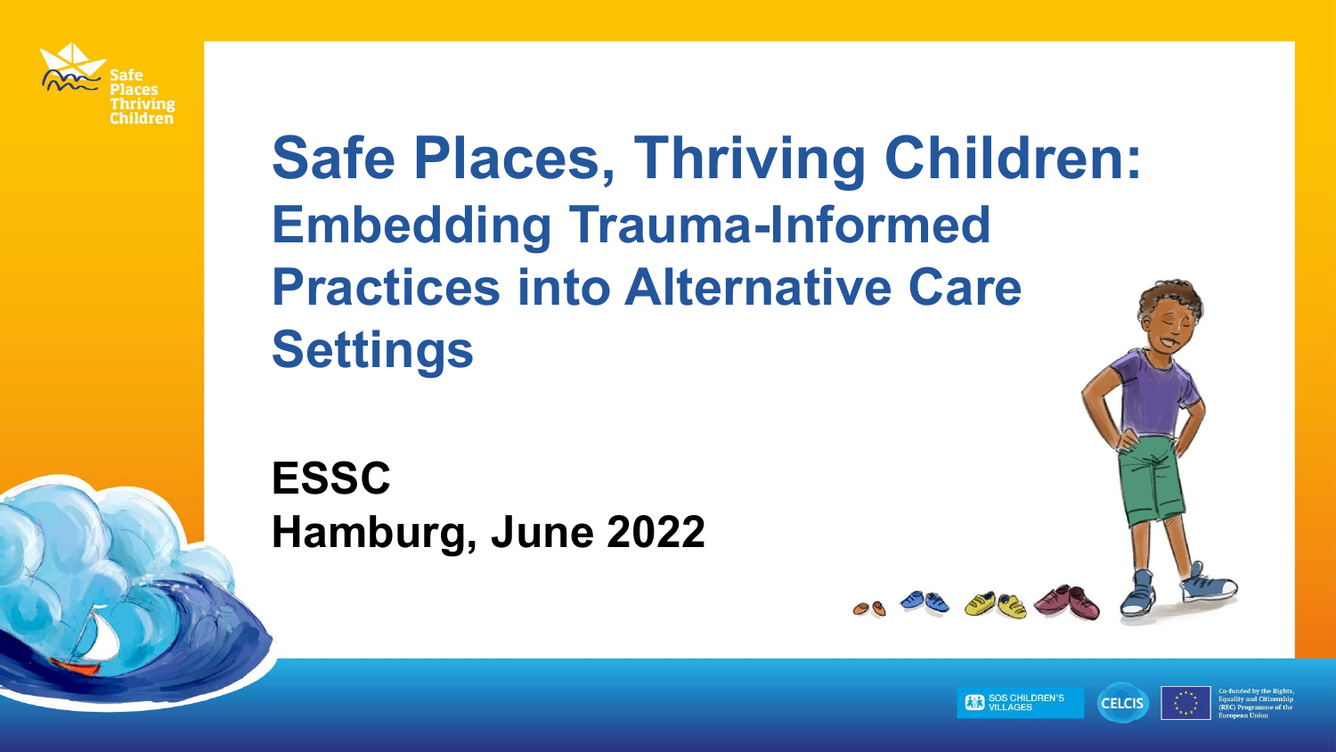Safe Places Thriving Children

# Safe Places, Thriving Children:

## Embedding Trauma-Informed Practices into Alternative Care Settings

**ESSC**
**Hamburg, June 2022**

SOS CHILDREN'S VILLAGES

CELCIS

Co-funded by the Rights, Equality and Citizenship (REC) Programme of the European Union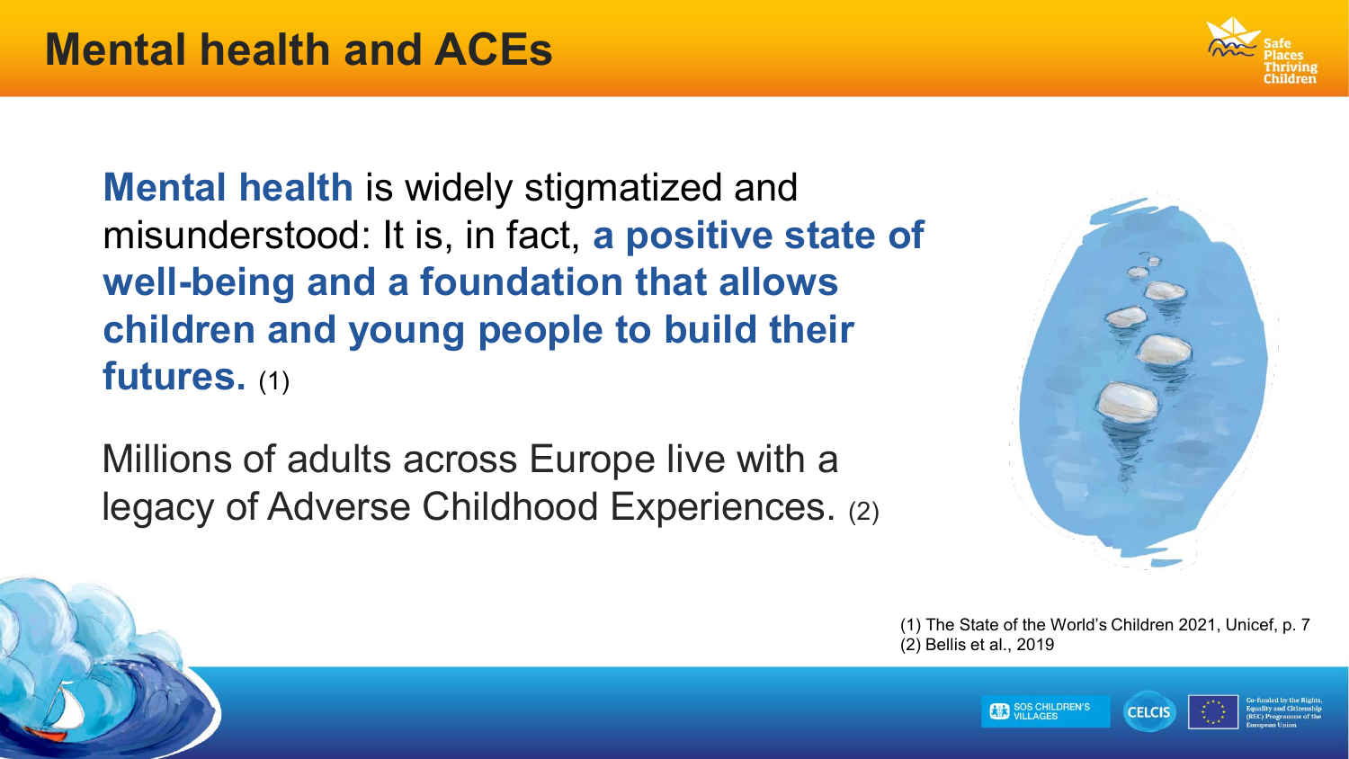# Mental health and ACEs

**Mental health** is widely stigmatized and misunderstood: It is, in fact, **a positive state of well-being and a foundation that allows children and young people to build their futures.** (1)

Millions of adults across Europe live with a legacy of Adverse Childhood Experiences. (2)

(1) The State of the World's Children 2021, Unicef, p. 7
(2) Bellis et al., 2019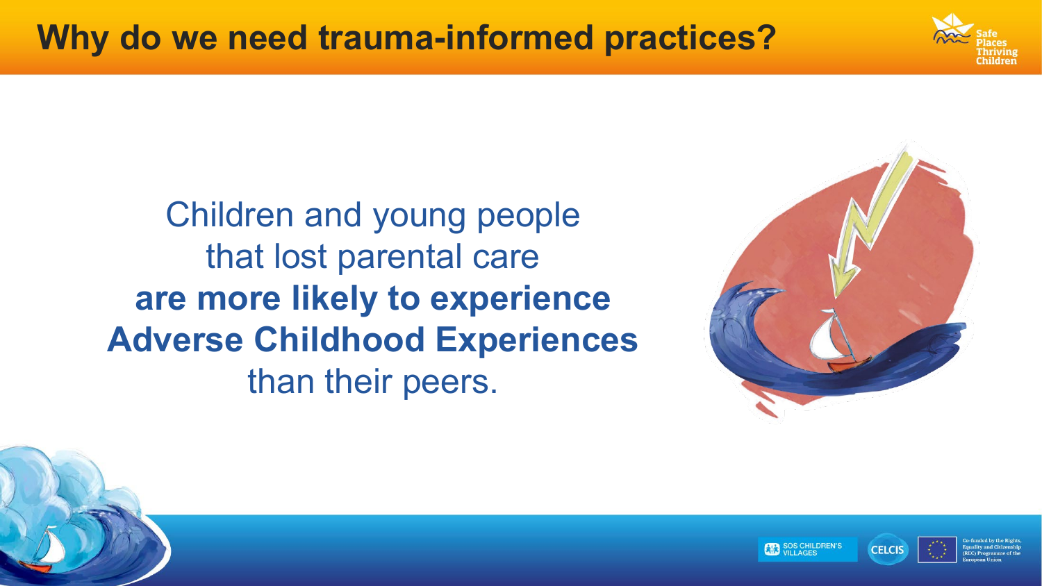# Why do we need trauma-informed practices?

Children and young people that lost parental care **are more likely to experience Adverse Childhood Experiences** than their peers.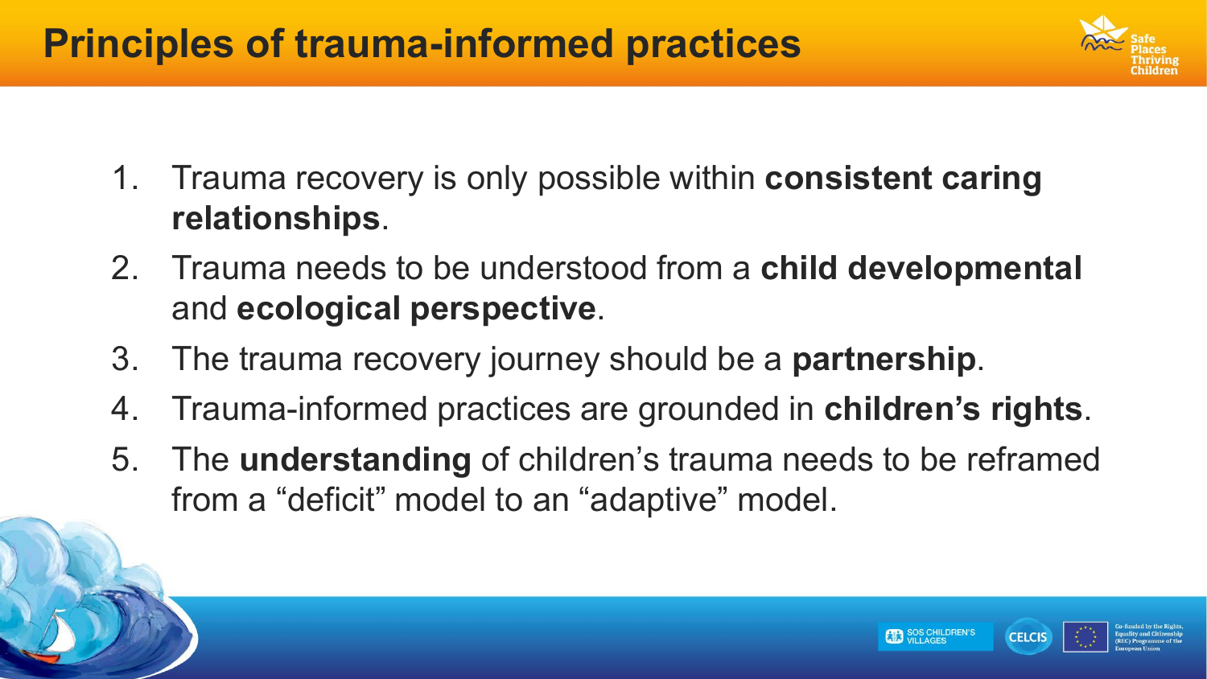# Principles of trauma-informed practices

1. Trauma recovery is only possible within **consistent caring relationships**.
2. Trauma needs to be understood from a **child developmental** and **ecological perspective**.
3. The trauma recovery journey should be a **partnership**.
4. Trauma-informed practices are grounded in **children's rights**.
5. The **understanding** of children's trauma needs to be reframed from a "deficit" model to an "adaptive" model.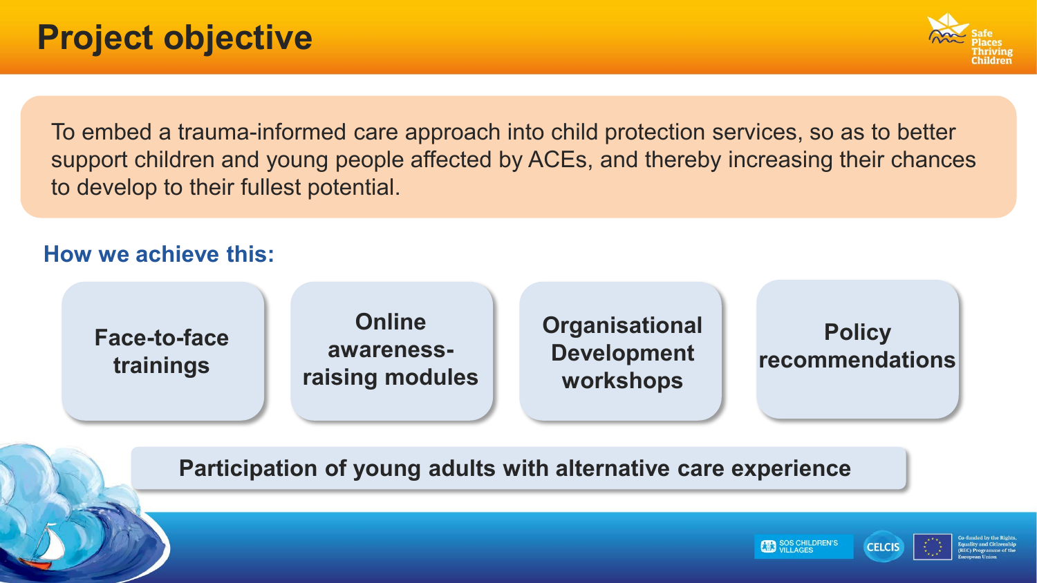# Project objective

To embed a trauma-informed care approach into child protection services, so as to better support children and young people affected by ACEs, and thereby increasing their chances to develop to their fullest potential.

## How we achieve this:

- **Face-to-face trainings**
- **Online awareness-raising modules**
- **Organisational Development workshops**
- **Policy recommendations**

**Participation of young adults with alternative care experience**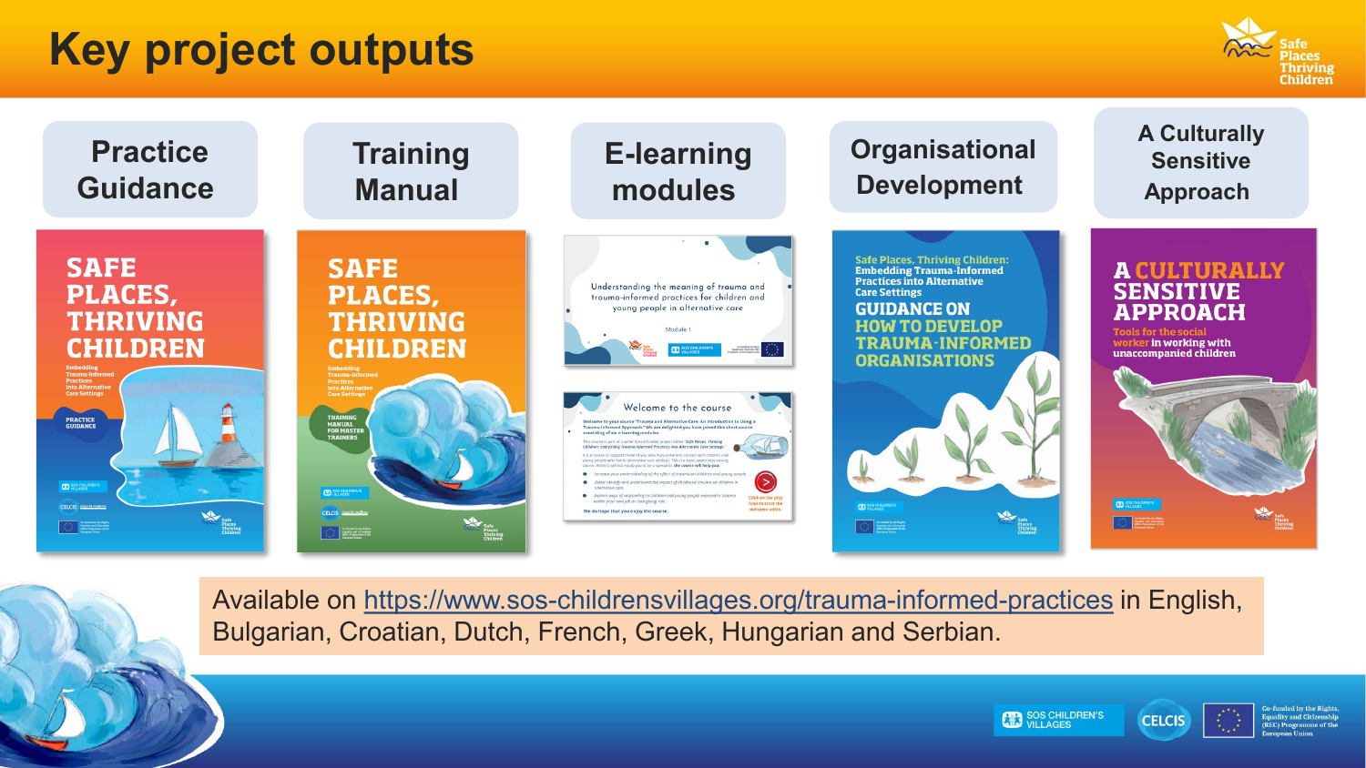# Key project outputs

- Practice Guidance
- Training Manual
- E-learning modules
- Organisational Development
- A Culturally Sensitive Approach

Available on https://www.sos-childrensvillages.org/trauma-informed-practices in English, Bulgarian, Croatian, Dutch, French, Greek, Hungarian and Serbian.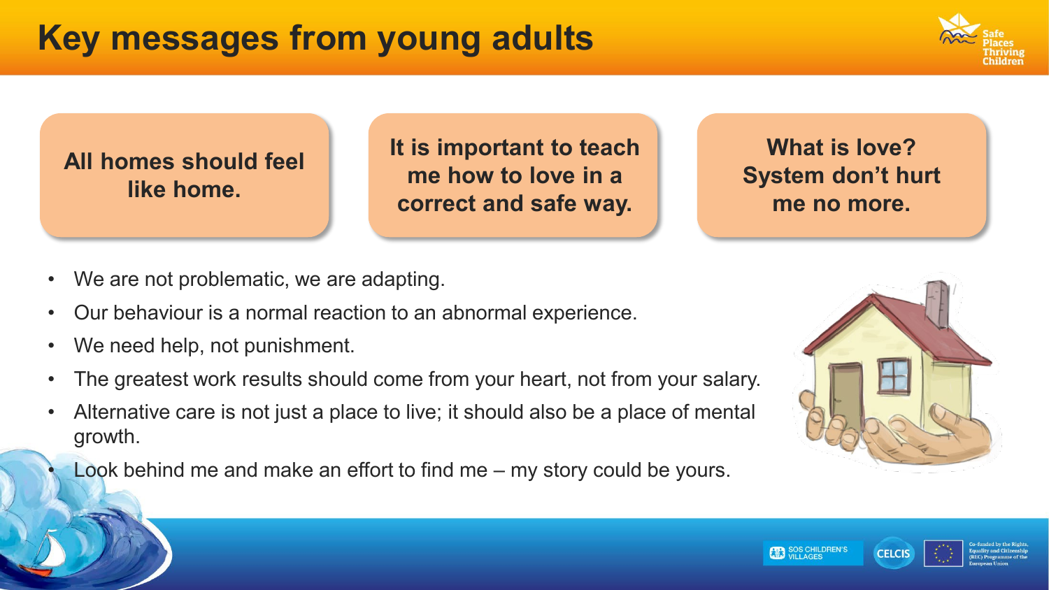# Key messages from young adults

**All homes should feel like home.**

**It is important to teach me how to love in a correct and safe way.**

**What is love? System don't hurt me no more.**

- We are not problematic, we are adapting.
- Our behaviour is a normal reaction to an abnormal experience.
- We need help, not punishment.
- The greatest work results should come from your heart, not from your salary.
- Alternative care is not just a place to live; it should also be a place of mental growth.
- Look behind me and make an effort to find me – my story could be yours.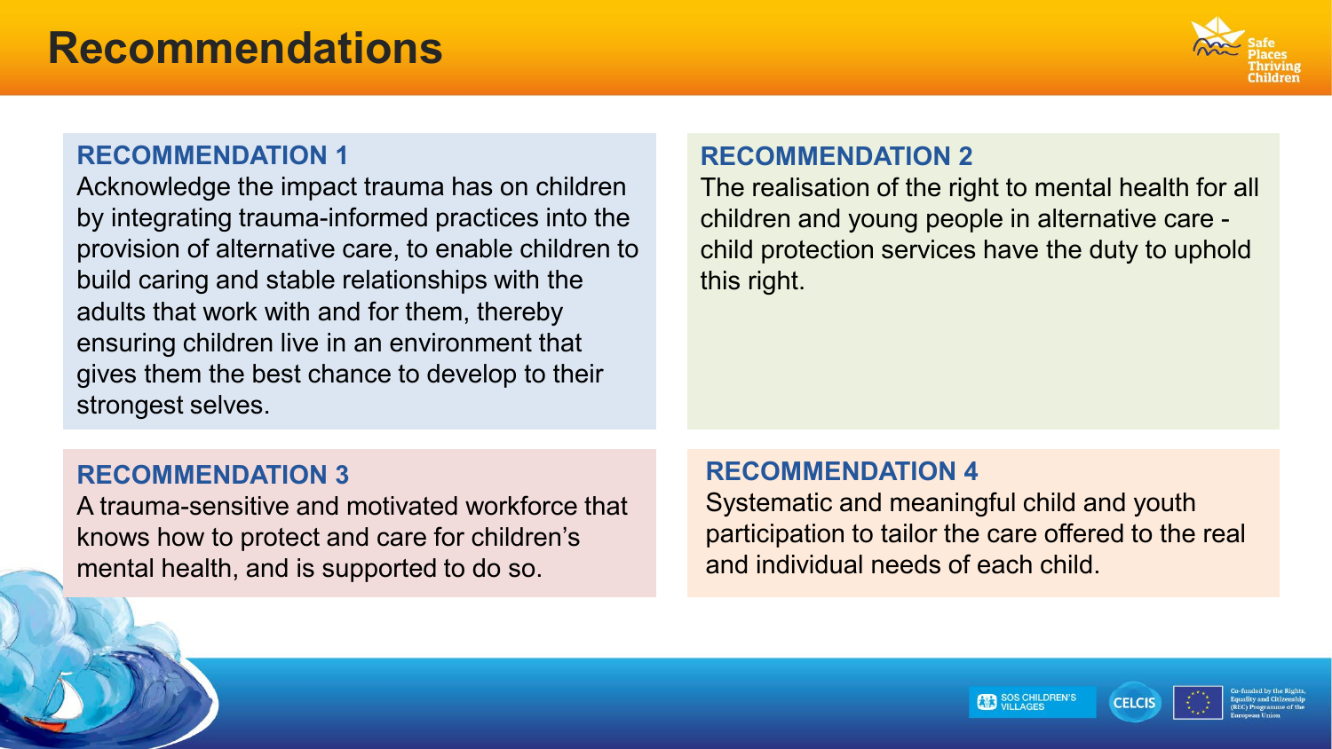# Recommendations

### RECOMMENDATION 1

Acknowledge the impact trauma has on children by integrating trauma-informed practices into the provision of alternative care, to enable children to build caring and stable relationships with the adults that work with and for them, thereby ensuring children live in an environment that gives them the best chance to develop to their strongest selves.

### RECOMMENDATION 2

The realisation of the right to mental health for all children and young people in alternative care - child protection services have the duty to uphold this right.

### RECOMMENDATION 3

A trauma-sensitive and motivated workforce that knows how to protect and care for children's mental health, and is supported to do so.

### RECOMMENDATION 4

Systematic and meaningful child and youth participation to tailor the care offered to the real and individual needs of each child.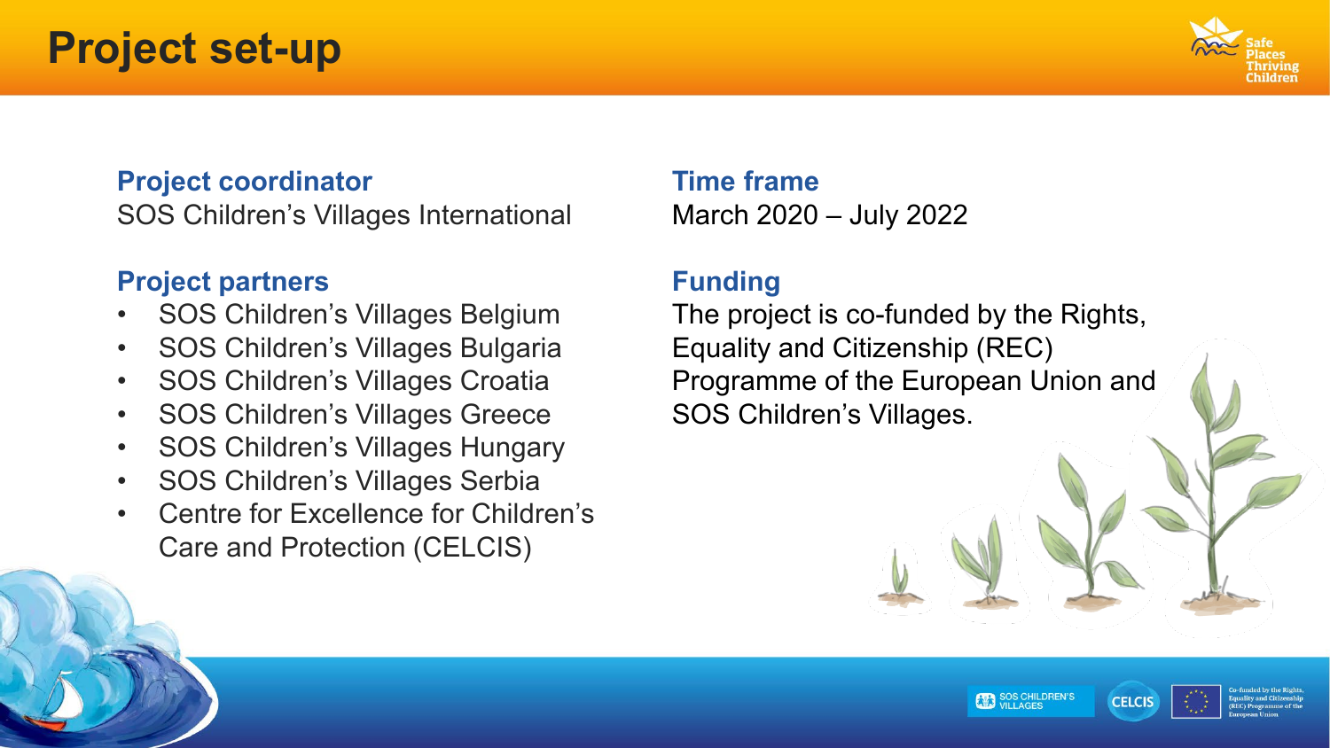# Project set-up

## Project coordinator
SOS Children's Villages International

## Project partners
- SOS Children's Villages Belgium
- SOS Children's Villages Bulgaria
- SOS Children's Villages Croatia
- SOS Children's Villages Greece
- SOS Children's Villages Hungary
- SOS Children's Villages Serbia
- Centre for Excellence for Children's Care and Protection (CELCIS)

## Time frame
March 2020 – July 2022

## Funding
The project is co-funded by the Rights, Equality and Citizenship (REC) Programme of the European Union and SOS Children's Villages.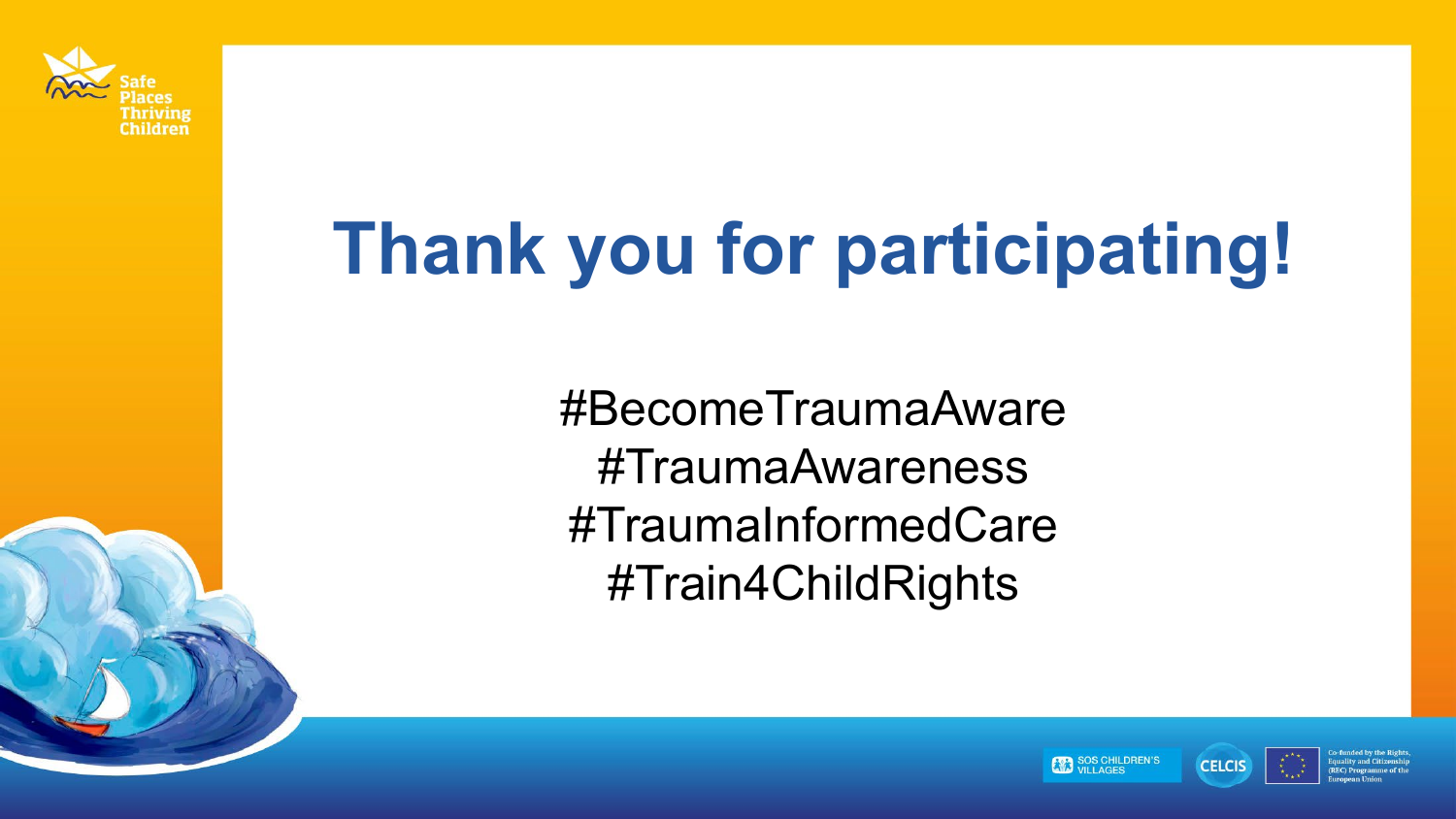# Thank you for participating!

#BecomeTraumaAware
#TraumaAwareness
#TraumaInformedCare
#Train4ChildRights